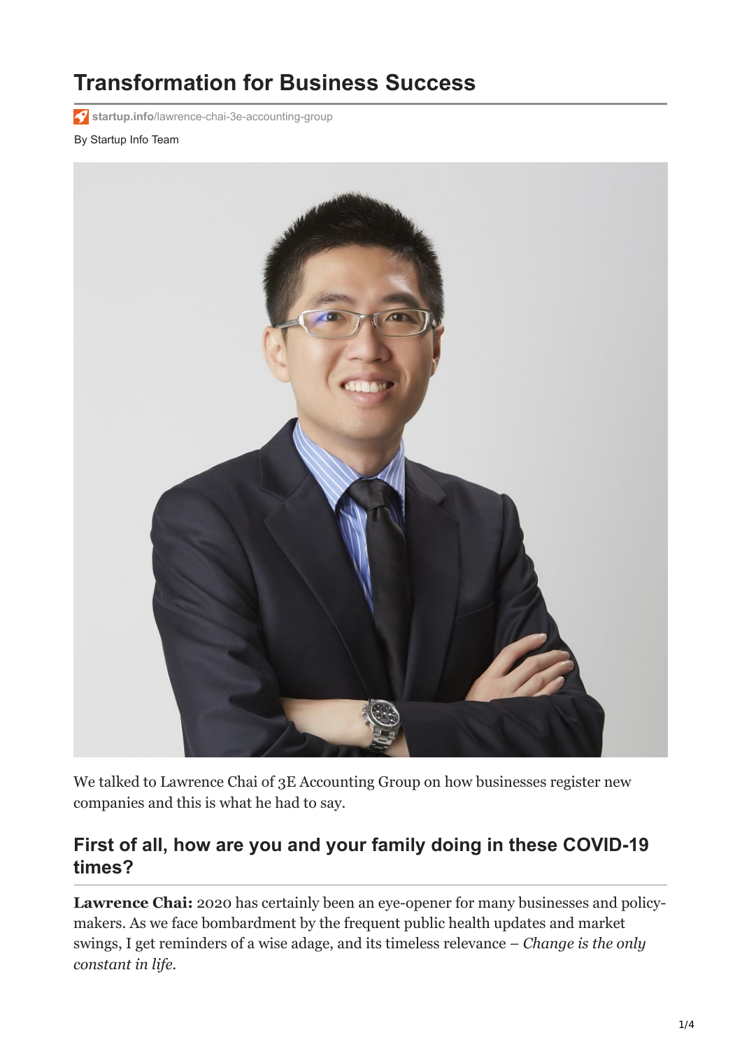# Transformation for Business Success

startup.info/lawrence-chai-3e-accounting-group

By Startup Info Team

We talked to Lawrence Chai of 3E Accounting Group on how businesses register new companies and this is what he had to say.

## First of all, how are you and your family doing in these COVID-19 times?

**Lawrence Chai:** 2020 has certainly been an eye-opener for many businesses and policy-makers. As we face bombardment by the frequent public health updates and market swings, I get reminders of a wise adage, and its timeless relevance – *Change is the only constant in life.*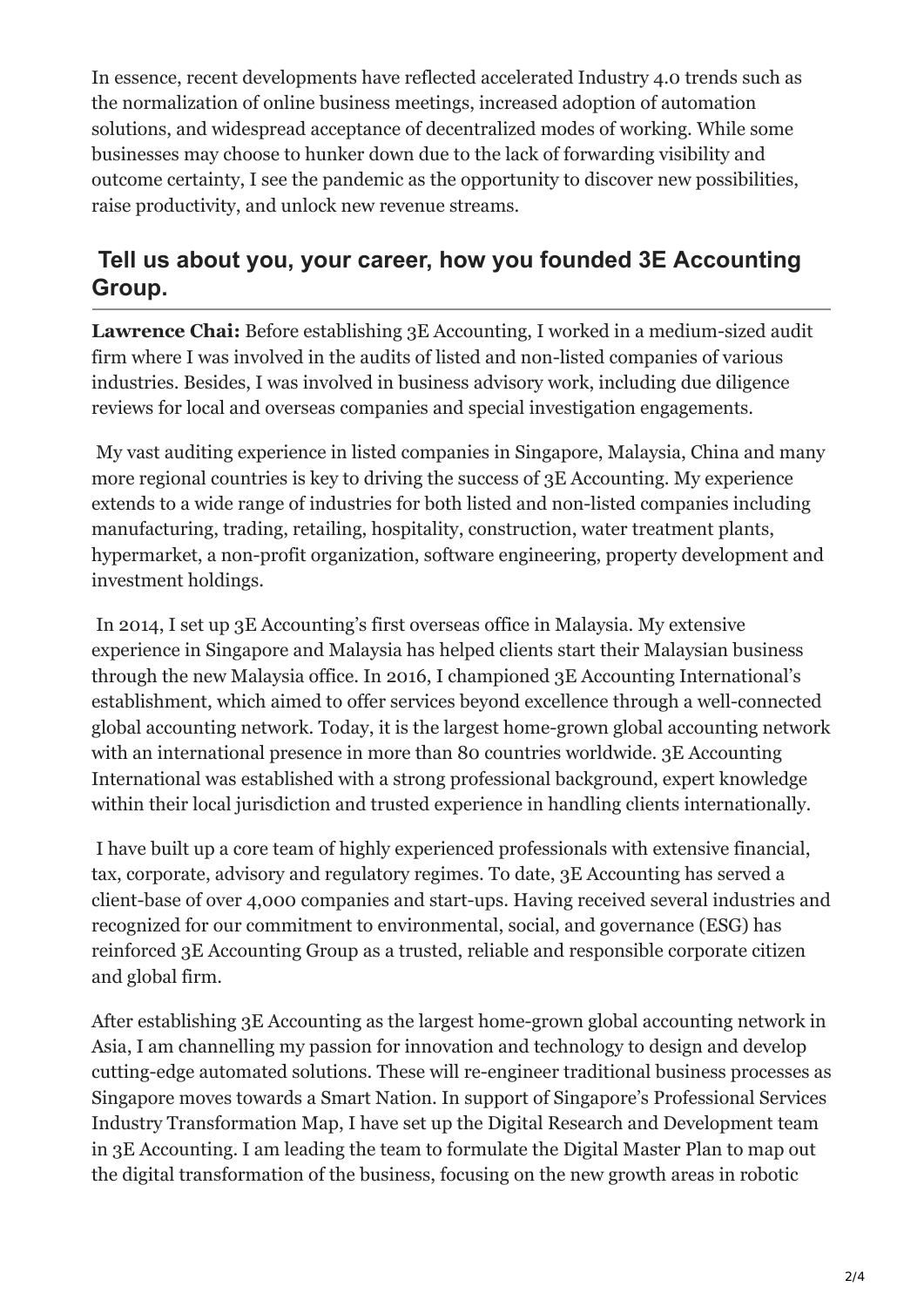In essence, recent developments have reflected accelerated Industry 4.0 trends such as the normalization of online business meetings, increased adoption of automation solutions, and widespread acceptance of decentralized modes of working. While some businesses may choose to hunker down due to the lack of forwarding visibility and outcome certainty, I see the pandemic as the opportunity to discover new possibilities, raise productivity, and unlock new revenue streams.

## Tell us about you, your career, how you founded 3E Accounting Group.

**Lawrence Chai:** Before establishing 3E Accounting, I worked in a medium-sized audit firm where I was involved in the audits of listed and non-listed companies of various industries. Besides, I was involved in business advisory work, including due diligence reviews for local and overseas companies and special investigation engagements.

My vast auditing experience in listed companies in Singapore, Malaysia, China and many more regional countries is key to driving the success of 3E Accounting. My experience extends to a wide range of industries for both listed and non-listed companies including manufacturing, trading, retailing, hospitality, construction, water treatment plants, hypermarket, a non-profit organization, software engineering, property development and investment holdings.

In 2014, I set up 3E Accounting's first overseas office in Malaysia. My extensive experience in Singapore and Malaysia has helped clients start their Malaysian business through the new Malaysia office. In 2016, I championed 3E Accounting International's establishment, which aimed to offer services beyond excellence through a well-connected global accounting network. Today, it is the largest home-grown global accounting network with an international presence in more than 80 countries worldwide. 3E Accounting International was established with a strong professional background, expert knowledge within their local jurisdiction and trusted experience in handling clients internationally.

I have built up a core team of highly experienced professionals with extensive financial, tax, corporate, advisory and regulatory regimes. To date, 3E Accounting has served a client-base of over 4,000 companies and start-ups. Having received several industries and recognized for our commitment to environmental, social, and governance (ESG) has reinforced 3E Accounting Group as a trusted, reliable and responsible corporate citizen and global firm.

After establishing 3E Accounting as the largest home-grown global accounting network in Asia, I am channelling my passion for innovation and technology to design and develop cutting-edge automated solutions. These will re-engineer traditional business processes as Singapore moves towards a Smart Nation. In support of Singapore's Professional Services Industry Transformation Map, I have set up the Digital Research and Development team in 3E Accounting. I am leading the team to formulate the Digital Master Plan to map out the digital transformation of the business, focusing on the new growth areas in robotic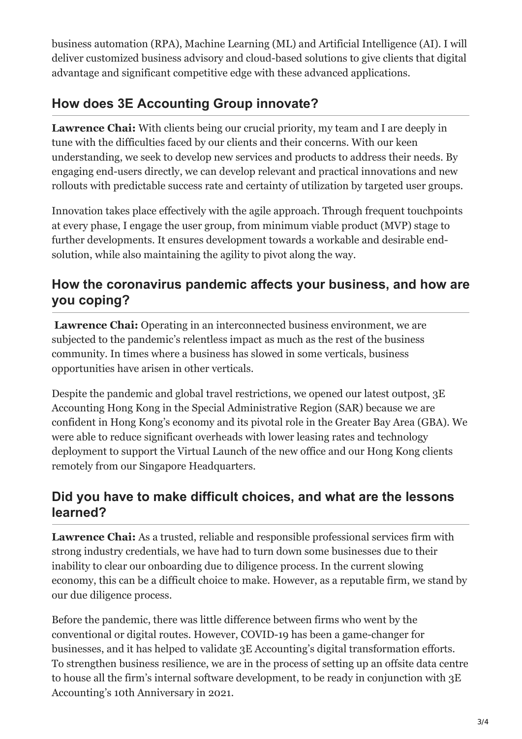business automation (RPA), Machine Learning (ML) and Artificial Intelligence (AI). I will deliver customized business advisory and cloud-based solutions to give clients that digital advantage and significant competitive edge with these advanced applications.

## How does 3E Accounting Group innovate?

**Lawrence Chai:** With clients being our crucial priority, my team and I are deeply in tune with the difficulties faced by our clients and their concerns. With our keen understanding, we seek to develop new services and products to address their needs. By engaging end-users directly, we can develop relevant and practical innovations and new rollouts with predictable success rate and certainty of utilization by targeted user groups.

Innovation takes place effectively with the agile approach. Through frequent touchpoints at every phase, I engage the user group, from minimum viable product (MVP) stage to further developments. It ensures development towards a workable and desirable end-solution, while also maintaining the agility to pivot along the way.

## How the coronavirus pandemic affects your business, and how are you coping?

**Lawrence Chai:** Operating in an interconnected business environment, we are subjected to the pandemic's relentless impact as much as the rest of the business community. In times where a business has slowed in some verticals, business opportunities have arisen in other verticals.

Despite the pandemic and global travel restrictions, we opened our latest outpost, 3E Accounting Hong Kong in the Special Administrative Region (SAR) because we are confident in Hong Kong's economy and its pivotal role in the Greater Bay Area (GBA). We were able to reduce significant overheads with lower leasing rates and technology deployment to support the Virtual Launch of the new office and our Hong Kong clients remotely from our Singapore Headquarters.

## Did you have to make difficult choices, and what are the lessons learned?

**Lawrence Chai:** As a trusted, reliable and responsible professional services firm with strong industry credentials, we have had to turn down some businesses due to their inability to clear our onboarding due to diligence process. In the current slowing economy, this can be a difficult choice to make. However, as a reputable firm, we stand by our due diligence process.

Before the pandemic, there was little difference between firms who went by the conventional or digital routes. However, COVID-19 has been a game-changer for businesses, and it has helped to validate 3E Accounting's digital transformation efforts. To strengthen business resilience, we are in the process of setting up an offsite data centre to house all the firm's internal software development, to be ready in conjunction with 3E Accounting's 10th Anniversary in 2021.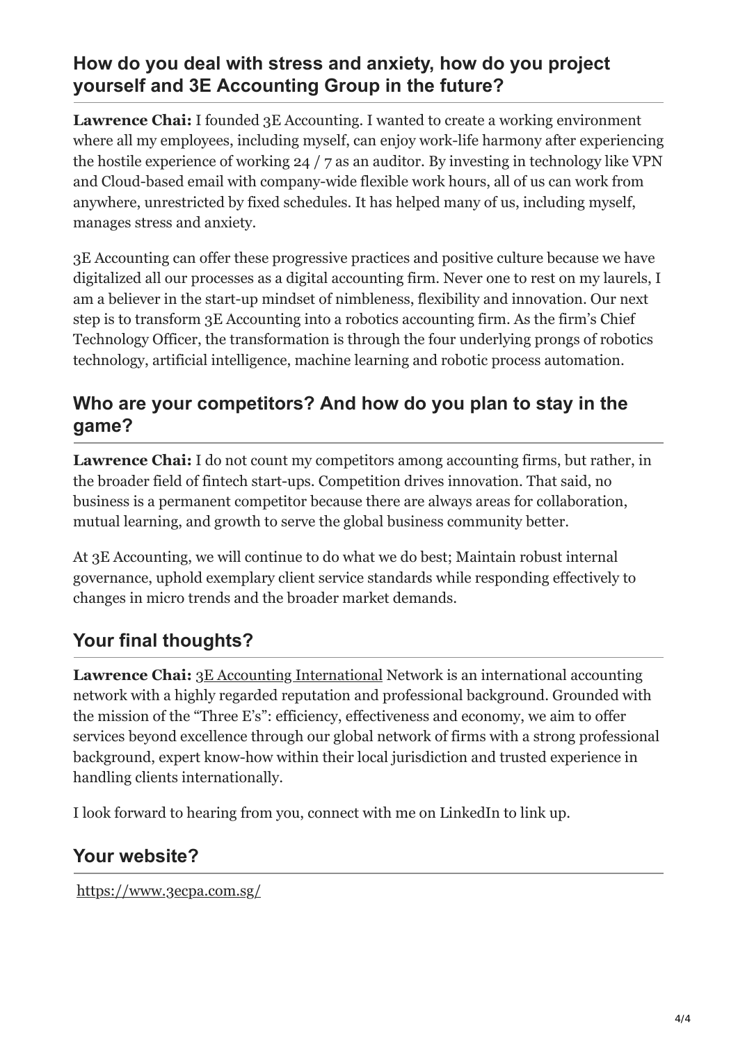## How do you deal with stress and anxiety, how do you project yourself and 3E Accounting Group in the future?

**Lawrence Chai:** I founded 3E Accounting. I wanted to create a working environment where all my employees, including myself, can enjoy work-life harmony after experiencing the hostile experience of working 24 / 7 as an auditor. By investing in technology like VPN and Cloud-based email with company-wide flexible work hours, all of us can work from anywhere, unrestricted by fixed schedules. It has helped many of us, including myself, manages stress and anxiety.

3E Accounting can offer these progressive practices and positive culture because we have digitalized all our processes as a digital accounting firm. Never one to rest on my laurels, I am a believer in the start-up mindset of nimbleness, flexibility and innovation. Our next step is to transform 3E Accounting into a robotics accounting firm. As the firm's Chief Technology Officer, the transformation is through the four underlying prongs of robotics technology, artificial intelligence, machine learning and robotic process automation.

## Who are your competitors? And how do you plan to stay in the game?

**Lawrence Chai:** I do not count my competitors among accounting firms, but rather, in the broader field of fintech start-ups. Competition drives innovation. That said, no business is a permanent competitor because there are always areas for collaboration, mutual learning, and growth to serve the global business community better.

At 3E Accounting, we will continue to do what we do best; Maintain robust internal governance, uphold exemplary client service standards while responding effectively to changes in micro trends and the broader market demands.

## Your final thoughts?

**Lawrence Chai:** 3E Accounting International Network is an international accounting network with a highly regarded reputation and professional background. Grounded with the mission of the "Three E's": efficiency, effectiveness and economy, we aim to offer services beyond excellence through our global network of firms with a strong professional background, expert know-how within their local jurisdiction and trusted experience in handling clients internationally.

I look forward to hearing from you, connect with me on LinkedIn to link up.

## Your website?

https://www.3ecpa.com.sg/